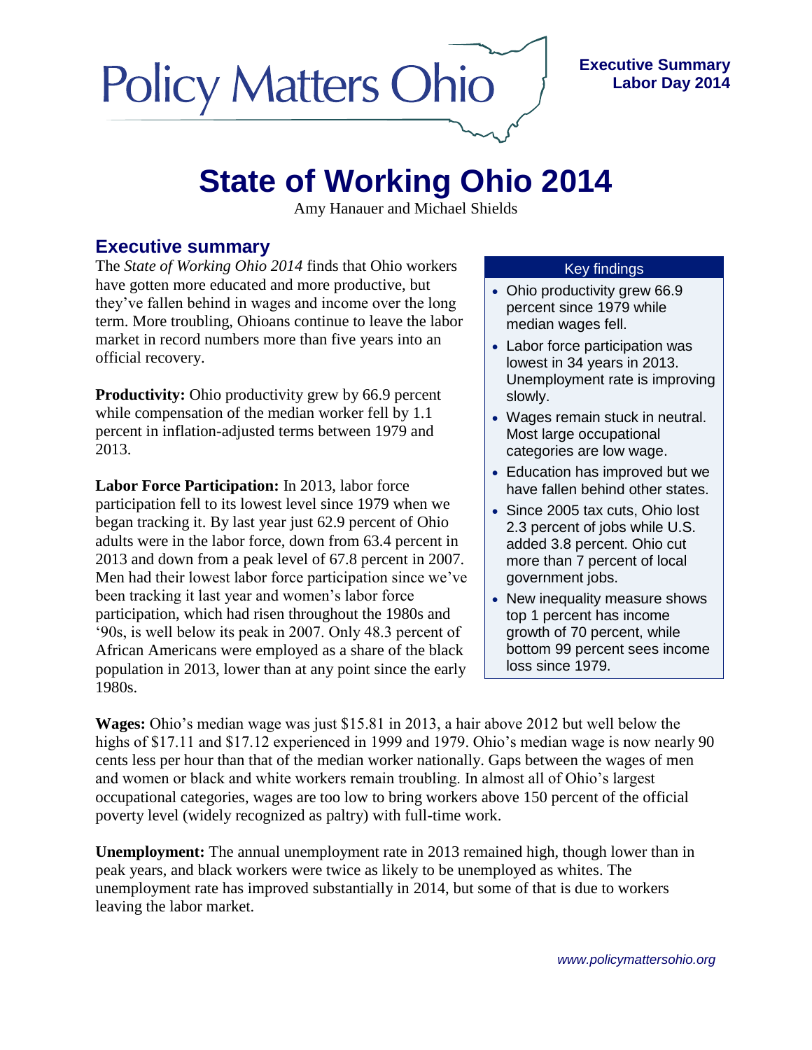Policy Matters Ohio

**Executive Summary**
**Labor Day 2014**

# State of Working Ohio 2014

Amy Hanauer and Michael Shields

## Executive summary

The *State of Working Ohio 2014* finds that Ohio workers have gotten more educated and more productive, but they've fallen behind in wages and income over the long term. More troubling, Ohioans continue to leave the labor market in record numbers more than five years into an official recovery.

**Key findings**

- Ohio productivity grew 66.9 percent since 1979 while median wages fell.
- Labor force participation was lowest in 34 years in 2013. Unemployment rate is improving slowly.
- Wages remain stuck in neutral. Most large occupational categories are low wage.
- Education has improved but we have fallen behind other states.
- Since 2005 tax cuts, Ohio lost 2.3 percent of jobs while U.S. added 3.8 percent. Ohio cut more than 7 percent of local government jobs.
- New inequality measure shows top 1 percent has income growth of 70 percent, while bottom 99 percent sees income loss since 1979.

**Productivity:** Ohio productivity grew by 66.9 percent while compensation of the median worker fell by 1.1 percent in inflation-adjusted terms between 1979 and 2013.

**Labor Force Participation:** In 2013, labor force participation fell to its lowest level since 1979 when we began tracking it. By last year just 62.9 percent of Ohio adults were in the labor force, down from 63.4 percent in 2013 and down from a peak level of 67.8 percent in 2007. Men had their lowest labor force participation since we've been tracking it last year and women's labor force participation, which had risen throughout the 1980s and '90s, is well below its peak in 2007. Only 48.3 percent of African Americans were employed as a share of the black population in 2013, lower than at any point since the early 1980s.

**Wages:** Ohio's median wage was just $15.81 in 2013, a hair above 2012 but well below the highs of $17.11 and $17.12 experienced in 1999 and 1979. Ohio's median wage is now nearly 90 cents less per hour than that of the median worker nationally. Gaps between the wages of men and women or black and white workers remain troubling. In almost all of Ohio's largest occupational categories, wages are too low to bring workers above 150 percent of the official poverty level (widely recognized as paltry) with full-time work.

**Unemployment:** The annual unemployment rate in 2013 remained high, though lower than in peak years, and black workers were twice as likely to be unemployed as whites. The unemployment rate has improved substantially in 2014, but some of that is due to workers leaving the labor market.

*www.policymattersohio.org*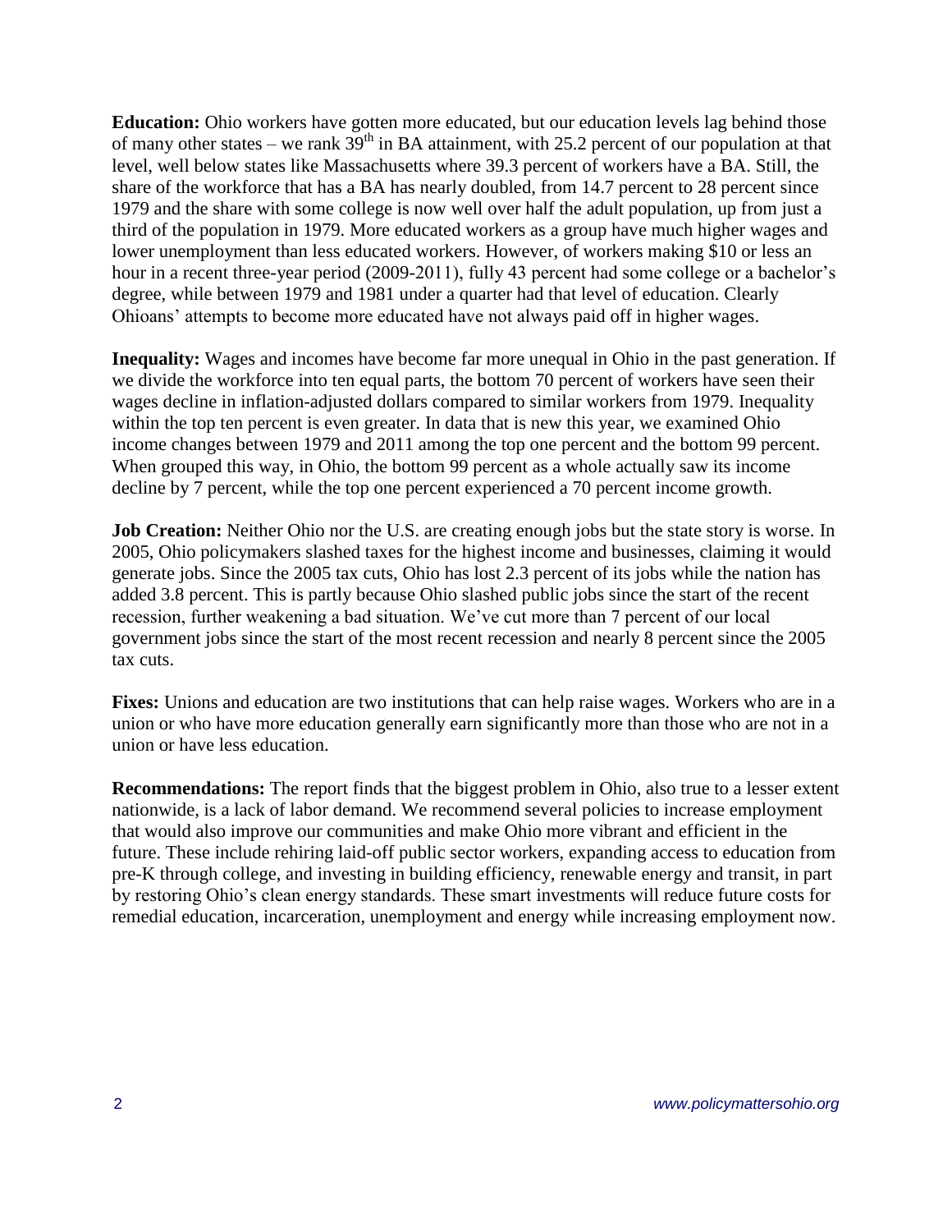**Education:** Ohio workers have gotten more educated, but our education levels lag behind those of many other states – we rank 39th in BA attainment, with 25.2 percent of our population at that level, well below states like Massachusetts where 39.3 percent of workers have a BA. Still, the share of the workforce that has a BA has nearly doubled, from 14.7 percent to 28 percent since 1979 and the share with some college is now well over half the adult population, up from just a third of the population in 1979. More educated workers as a group have much higher wages and lower unemployment than less educated workers. However, of workers making $10 or less an hour in a recent three-year period (2009-2011), fully 43 percent had some college or a bachelor's degree, while between 1979 and 1981 under a quarter had that level of education. Clearly Ohioans' attempts to become more educated have not always paid off in higher wages.

**Inequality:** Wages and incomes have become far more unequal in Ohio in the past generation. If we divide the workforce into ten equal parts, the bottom 70 percent of workers have seen their wages decline in inflation-adjusted dollars compared to similar workers from 1979. Inequality within the top ten percent is even greater. In data that is new this year, we examined Ohio income changes between 1979 and 2011 among the top one percent and the bottom 99 percent. When grouped this way, in Ohio, the bottom 99 percent as a whole actually saw its income decline by 7 percent, while the top one percent experienced a 70 percent income growth.

**Job Creation:** Neither Ohio nor the U.S. are creating enough jobs but the state story is worse. In 2005, Ohio policymakers slashed taxes for the highest income and businesses, claiming it would generate jobs. Since the 2005 tax cuts, Ohio has lost 2.3 percent of its jobs while the nation has added 3.8 percent. This is partly because Ohio slashed public jobs since the start of the recent recession, further weakening a bad situation. We've cut more than 7 percent of our local government jobs since the start of the most recent recession and nearly 8 percent since the 2005 tax cuts.

**Fixes:** Unions and education are two institutions that can help raise wages. Workers who are in a union or who have more education generally earn significantly more than those who are not in a union or have less education.

**Recommendations:** The report finds that the biggest problem in Ohio, also true to a lesser extent nationwide, is a lack of labor demand. We recommend several policies to increase employment that would also improve our communities and make Ohio more vibrant and efficient in the future. These include rehiring laid-off public sector workers, expanding access to education from pre-K through college, and investing in building efficiency, renewable energy and transit, in part by restoring Ohio's clean energy standards. These smart investments will reduce future costs for remedial education, incarceration, unemployment and energy while increasing employment now.